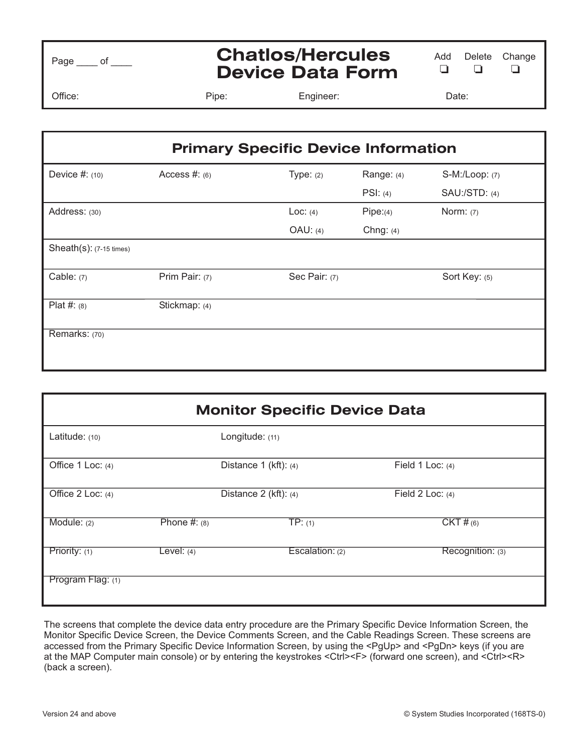Page ____ of ____

# Chatlos/Hercules Device Data Form

Add ❑ Delete ❑ Change ❑

Office: Pipe: Engineer: Date:

## Primary Specific Device Information

| | | | | |
|---|---|---|---|---|
| Device #: (10) | Access #: (6) | Type: (2) | Range: (4) | S-M:/Loop: (7) |
| | | | PSI: (4) | SAU:/STD: (4) |
| Address: (30) | | Loc: (4) | Pipe:(4) | Norm: (7) |
| | | OAU: (4) | Chng: (4) | |
| Sheath(s): (7-15 times) | | | | |
| Cable: (7) | Prim Pair: (7) | Sec Pair: (7) | | Sort Key: (5) |
| Plat #: (8) | Stickmap: (4) | | | |
| Remarks: (70) | | | | |

## Monitor Specific Device Data

| | | | |
|---|---|---|---|
| Latitude: (10) | | Longitude: (11) | |
| Office 1 Loc: (4) | | Distance 1 (kft): (4) | Field 1 Loc: (4) |
| Office 2 Loc: (4) | | Distance 2 (kft): (4) | Field 2 Loc: (4) |
| Module: (2) | Phone #: (8) | TP: (1) | CKT # (6) |
| Priority: (1) | Level: (4) | Escalation: (2) | Recognition: (3) |
| Program Flag: (1) | | | |

The screens that complete the device data entry procedure are the Primary Specific Device Information Screen, the Monitor Specific Device Screen, the Device Comments Screen, and the Cable Readings Screen. These screens are accessed from the Primary Specific Device Information Screen, by using the <PgUp> and <PgDn> keys (if you are at the MAP Computer main console) or by entering the keystrokes <Ctrl><F> (forward one screen), and <Ctrl><R> (back a screen).

Version 24 and above

© System Studies Incorporated (168TS-0)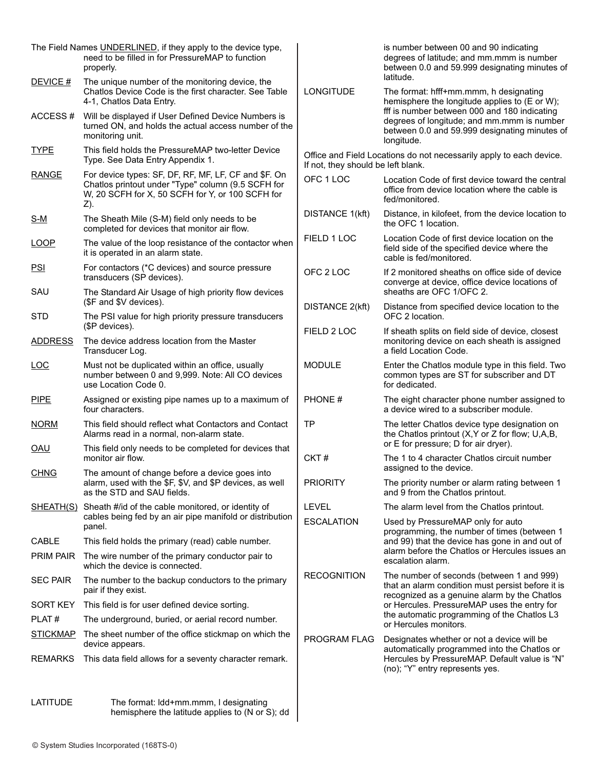The Field Names <u>UNDERLINED</u>, if they apply to the device type, need to be filled in for PressureMAP to function properly.

| | |
|---|---|
| <u>DEVICE #</u> | The unique number of the monitoring device, the Chatlos Device Code is the first character. See Table 4-1, Chatlos Data Entry. |
| ACCESS # | Will be displayed if User Defined Device Numbers is turned ON, and holds the actual access number of the monitoring unit. |
| <u>TYPE</u> | This field holds the PressureMAP two-letter Device Type. See Data Entry Appendix 1. |
| <u>RANGE</u> | For device types: SF, DF, RF, MF, LF, CF and $F. On Chatlos printout under "Type" column (9.5 SCFH for W, 20 SCFH for X, 50 SCFH for Y, or 100 SCFH for Z). |
| <u>S-M</u> | The Sheath Mile (S-M) field only needs to be completed for devices that monitor air flow. |
| <u>LOOP</u> | The value of the loop resistance of the contactor when it is operated in an alarm state. |
| <u>PSI</u> | For contactors (*C devices) and source pressure transducers (SP devices). |
| SAU | The Standard Air Usage of high priority flow devices ($F and $V devices). |
| STD | The PSI value for high priority pressure transducers ($P devices). |
| <u>ADDRESS</u> | The device address location from the Master Transducer Log. |
| <u>LOC</u> | Must not be duplicated within an office, usually number between 0 and 9,999. Note: All CO devices use Location Code 0. |
| <u>PIPE</u> | Assigned or existing pipe names up to a maximum of four characters. |
| <u>NORM</u> | This field should reflect what Contactors and Contact Alarms read in a normal, non-alarm state. |
| <u>OAU</u> | This field only needs to be completed for devices that monitor air flow. |
| <u>CHNG</u> | The amount of change before a device goes into alarm, used with the $F, $F, $V, and $P devices, as well as the STD and SAU fields. |
| <u>SHEATH(S)</u> | Sheath #/id of the cable monitored, or identity of cables being fed by an air pipe manifold or distribution panel. |
| CABLE | This field holds the primary (read) cable number. |
| PRIM PAIR | The wire number of the primary conductor pair to which the device is connected. |
| SEC PAIR | The number to the backup conductors to the primary pair if they exist. |
| SORT KEY | This field is for user defined device sorting. |
| PLAT # | The underground, buried, or aerial record number. |
| <u>STICKMAP</u> | The sheet number of the office stickmap on which the device appears. |
| REMARKS | This data field allows for a seventy character remark. |
| LATITUDE | The format: ldd+mm.mmm, l designating hemisphere the latitude applies to (N or S); dd is number between 00 and 90 indicating degrees of latitude; and mm.mmm is number between 0.0 and 59.999 designating minutes of latitude. |
| LONGITUDE | The format: hfff+mm.mmm, h designating hemisphere the longitude applies to (E or W); fff is number between 000 and 180 indicating degrees of longitude; and mm.mmm is number between 0.0 and 59.999 designating minutes of longitude. |

Office and Field Locations do not necessarily apply to each device. If not, they should be left blank.

| | |
|---|---|
| OFC 1 LOC | Location Code of first device toward the central office from device location where the cable is fed/monitored. |
| DISTANCE 1(kft) | Distance, in kilofeet, from the device location to the OFC 1 location. |
| FIELD 1 LOC | Location Code of first device location on the field side of the specified device where the cable is fed/monitored. |
| OFC 2 LOC | If 2 monitored sheaths on office side of device converge at device, office device locations of sheaths are OFC 1/OFC 2. |
| DISTANCE 2(kft) | Distance from specified device location to the OFC 2 location. |
| FIELD 2 LOC | If sheath splits on field side of device, closest monitoring device on each sheath is assigned a field Location Code. |
| MODULE | Enter the Chatlos module type in this field. Two common types are ST for subscriber and DT for dedicated. |
| PHONE # | The eight character phone number assigned to a device wired to a subscriber module. |
| TP | The letter Chatlos device type designation on the Chatlos printout (X,Y or Z for flow; U,A,B, or E for pressure; D for air dryer). |
| CKT # | The 1 to 4 character Chatlos circuit number assigned to the device. |
| PRIORITY | The priority number or alarm rating between 1 and 9 from the Chatlos printout. |
| LEVEL | The alarm level from the Chatlos printout. |
| ESCALATION | Used by PressureMAP only for auto programming, the number of times (between 1 and 99) that the device has gone in and out of alarm before the Chatlos or Hercules issues an escalation alarm. |
| RECOGNITION | The number of seconds (between 1 and 999) that an alarm condition must persist before it is recognized as a genuine alarm by the Chatlos or Hercules. PressureMAP uses the entry for the automatic programming of the Chatlos L3 or Hercules monitors. |
| PROGRAM FLAG | Designates whether or not a device will be automatically programmed into the Chatlos or Hercules by PressureMAP. Default value is "N" (no); "Y" entry represents yes. |

© System Studies Incorporated (168TS-0)